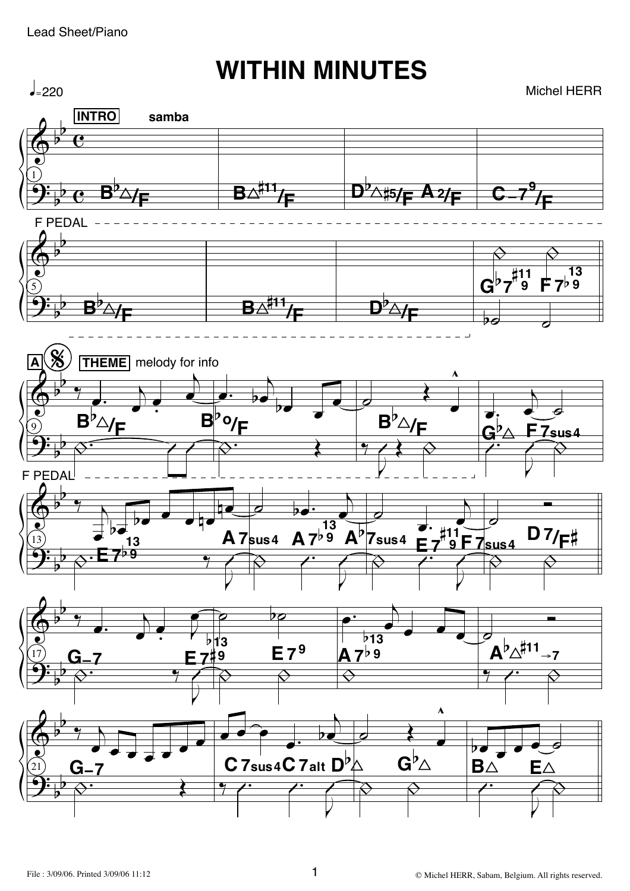Lead Sheet/Piano

# WITHIN MINUTES

♩=220

Michel HERR

INTRO samba

B♭△/F | B△♯11/F | D♭△♯5/F A2/F | C–7 9/F

F PEDAL

B♭△/F | B△♯11/F | D♭△/F | G♭7 ♯11 9 F7 ♭9 13

A 𝄋 THEME melody for info

B♭△/F | B♭o/F | B♭△/F | G♭△ F7sus4

F PEDAL

E7 ♭9 13 | A7sus4 A7 ♭9 13 | A♭7sus4 E7 ♯11 9 F7sus4 | D7/F♯

G–7 | E7 ♯9 ♭13 | E7 9 | A7 ♭9 ♭13 | A♭△♯11→7

G–7 | C7sus4 C7alt D♭△ | G♭△ | B△ E△

File : 3/09/06. Printed 3/09/06 11:12

© Michel HERR, Sabam, Belgium. All rights reserved.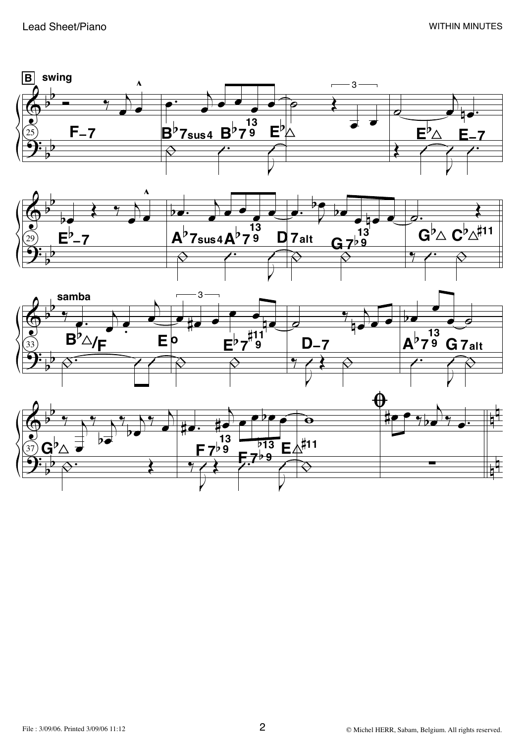**B** swing

25: F–7 | B♭7sus4 B♭7(9,13) E♭△ | E♭△ E–7

29: E♭–7 | A♭7sus4 A♭7(9,13) | D7alt G7(♭9,13) | G♭△ C♭△(♯11)

samba

33: B♭△/F E° | E♭7(9,♯11) | D–7 | A♭7(9,13) G7alt

37: G♭△ | F7(♭9,13) F7(♭9,♭13) | E△(♯11) | 𝄌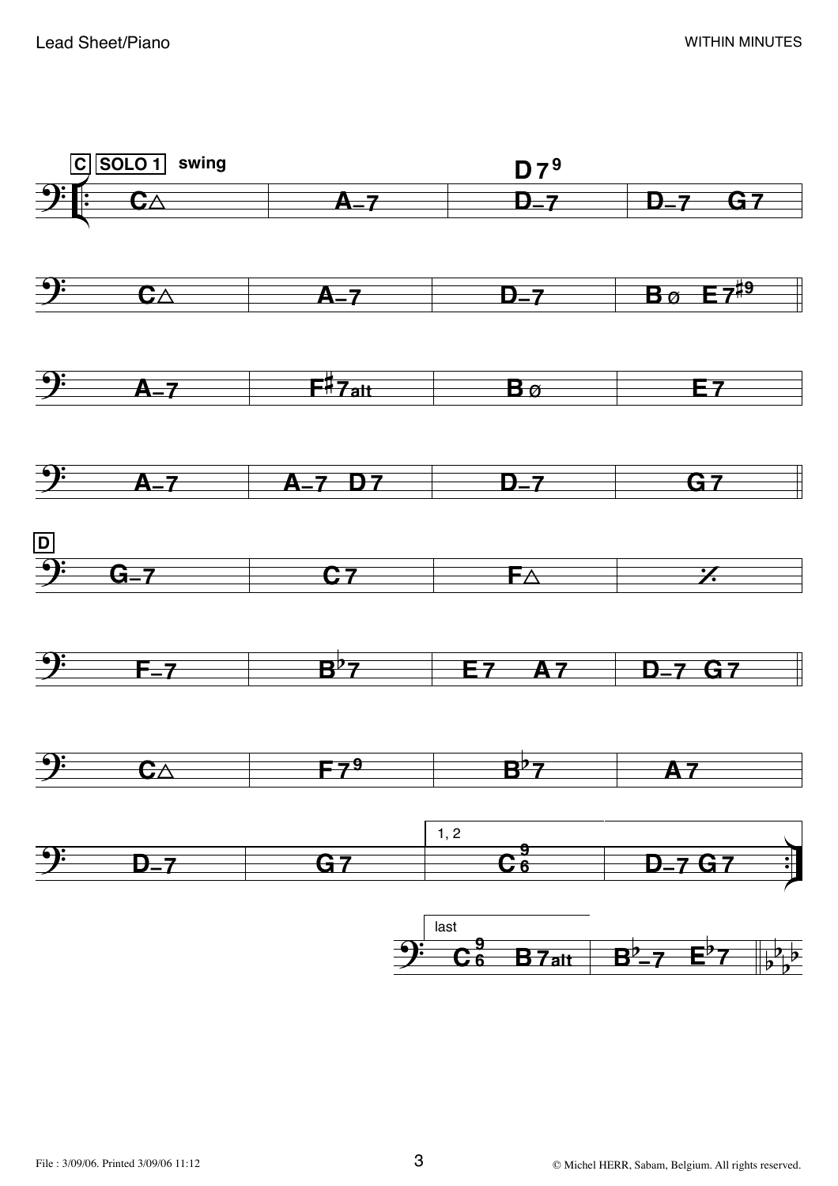**C** **SOLO 1** swing

| | | | |
|---|---|---|---|
| C△ | A–7 | D–7 (D7 9) | D–7 G7 |
| C△ | A–7 | D–7 | Bø E7♯9 |
| A–7 | F♯7alt | Bø | E7 |
| A–7 | A–7 D7 | D–7 | G7 |

**D**

| | | | |
|---|---|---|---|
| G–7 | C7 | F△ | ⁒ |
| F–7 | B♭7 | E7 A7 | D–7 G7 |
| C△ | F7 9 | B♭7 | A7 |
| D–7 | G7 | 1, 2: C 6/9 | D–7 G7 |

last: C 6/9 B7alt | B♭–7 E♭7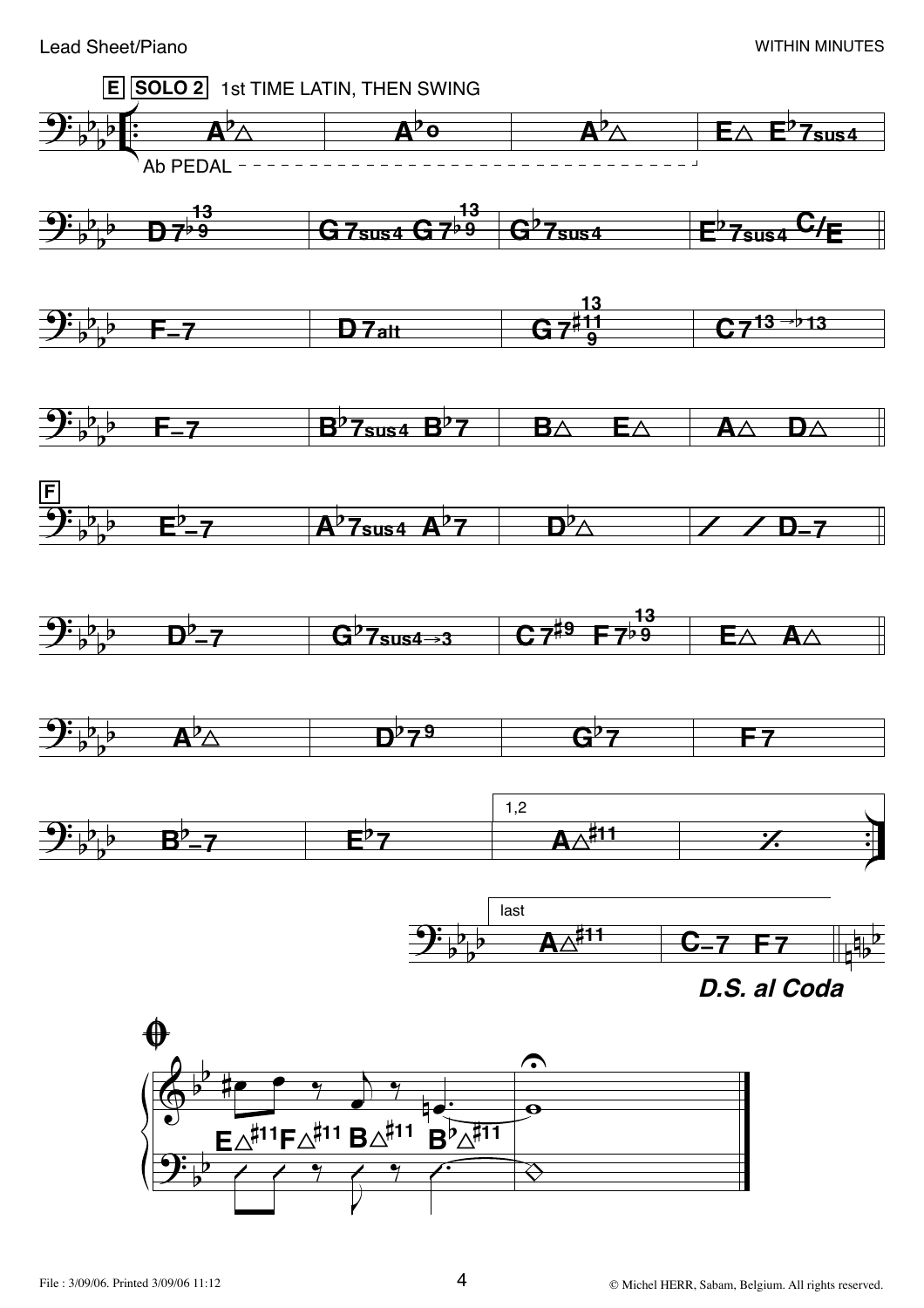E SOLO 2 1st TIME LATIN, THEN SWING

A♭△ | A♭o | A♭△ | E△ E♭7sus4

Ab PEDAL

D7♭9 13 | G7sus4 G7♭9 13 | G♭7sus4 | E♭7sus4 C/E

F–7 | D7alt | G7♯11 9 13 | C7 13→♭13

F–7 | B♭7sus4 B♭7 | B△ E△ | A△ D△

F

E♭–7 | A♭7sus4 A♭7 | D♭△ | / / D–7

D♭–7 | G♭7sus4→3 | C7♯9 F7♭9 13 | E△ A△

A♭△ | D♭7 9 | G♭7 | F7

B♭–7 | E♭7 | 1,2 A△♯11 | %

last A△♯11 | C–7 F7

*D.S. al Coda*

E△♯11 F△♯11 B△♯11 B♭△♯11